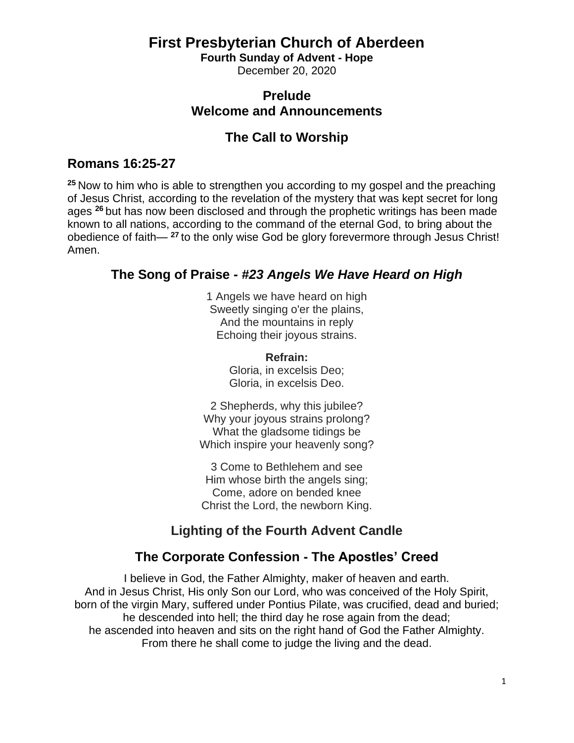# First Presbyterian Church of Aberdeen

**Fourth Sunday of Advent - Hope**

December 20, 2020

## Prelude
## Welcome and Announcements

## The Call to Worship

## Romans 16:25-27

[25] Now to him who is able to strengthen you according to my gospel and the preaching of Jesus Christ, according to the revelation of the mystery that was kept secret for long ages [26] but has now been disclosed and through the prophetic writings has been made known to all nations, according to the command of the eternal God, to bring about the obedience of faith— [27] to the only wise God be glory forevermore through Jesus Christ! Amen.

## The Song of Praise - *#23 Angels We Have Heard on High*

1 Angels we have heard on high
Sweetly singing o'er the plains,
And the mountains in reply
Echoing their joyous strains.

**Refrain:**
Gloria, in excelsis Deo;
Gloria, in excelsis Deo.

2 Shepherds, why this jubilee?
Why your joyous strains prolong?
What the gladsome tidings be
Which inspire your heavenly song?

3 Come to Bethlehem and see
Him whose birth the angels sing;
Come, adore on bended knee
Christ the Lord, the newborn King.

## Lighting of the Fourth Advent Candle

## The Corporate Confession - The Apostles' Creed

I believe in God, the Father Almighty, maker of heaven and earth.
And in Jesus Christ, His only Son our Lord, who was conceived of the Holy Spirit,
born of the virgin Mary, suffered under Pontius Pilate, was crucified, dead and buried;
he descended into hell; the third day he rose again from the dead;
he ascended into heaven and sits on the right hand of God the Father Almighty.
From there he shall come to judge the living and the dead.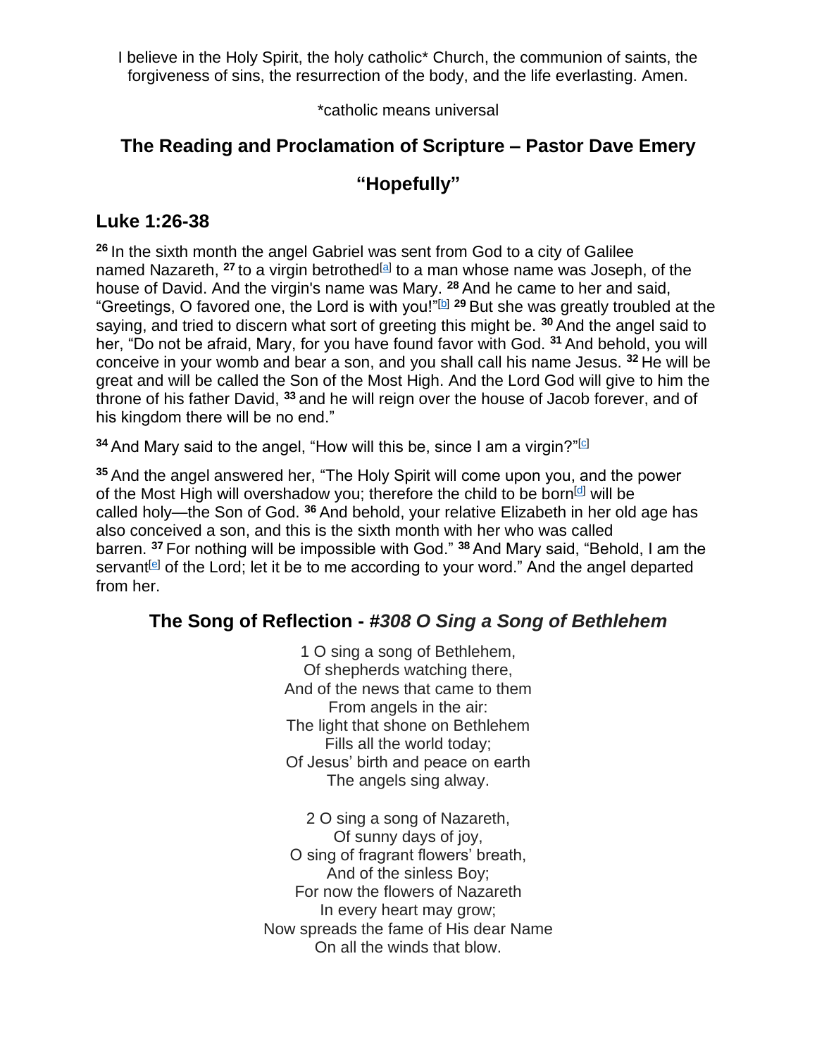I believe in the Holy Spirit, the holy catholic* Church, the communion of saints, the forgiveness of sins, the resurrection of the body, and the life everlasting. Amen.

*catholic means universal

## The Reading and Proclamation of Scripture – Pastor Dave Emery

## "Hopefully"

## Luke 1:26-38

**26** In the sixth month the angel Gabriel was sent from God to a city of Galilee named Nazareth, **27** to a virgin betrothed[a] to a man whose name was Joseph, of the house of David. And the virgin's name was Mary. **28** And he came to her and said, "Greetings, O favored one, the Lord is with you!"[b] **29** But she was greatly troubled at the saying, and tried to discern what sort of greeting this might be. **30** And the angel said to her, "Do not be afraid, Mary, for you have found favor with God. **31** And behold, you will conceive in your womb and bear a son, and you shall call his name Jesus. **32** He will be great and will be called the Son of the Most High. And the Lord God will give to him the throne of his father David, **33** and he will reign over the house of Jacob forever, and of his kingdom there will be no end."

**34** And Mary said to the angel, "How will this be, since I am a virgin?"[c]

**35** And the angel answered her, "The Holy Spirit will come upon you, and the power of the Most High will overshadow you; therefore the child to be born[d] will be called holy—the Son of God. **36** And behold, your relative Elizabeth in her old age has also conceived a son, and this is the sixth month with her who was called barren. **37** For nothing will be impossible with God." **38** And Mary said, "Behold, I am the servant[e] of the Lord; let it be to me according to your word." And the angel departed from her.

## The Song of Reflection - *#308 O Sing a Song of Bethlehem*

1 O sing a song of Bethlehem,
Of shepherds watching there,
And of the news that came to them
From angels in the air:
The light that shone on Bethlehem
Fills all the world today;
Of Jesus' birth and peace on earth
The angels sing alway.

2 O sing a song of Nazareth,
Of sunny days of joy,
O sing of fragrant flowers' breath,
And of the sinless Boy;
For now the flowers of Nazareth
In every heart may grow;
Now spreads the fame of His dear Name
On all the winds that blow.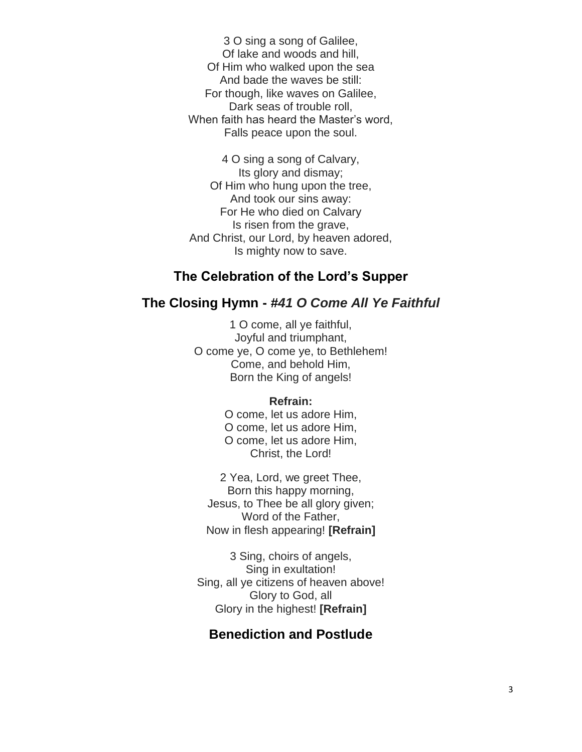3 O sing a song of Galilee,
Of lake and woods and hill,
Of Him who walked upon the sea
And bade the waves be still:
For though, like waves on Galilee,
Dark seas of trouble roll,
When faith has heard the Master's word,
Falls peace upon the soul.

4 O sing a song of Calvary,
Its glory and dismay;
Of Him who hung upon the tree,
And took our sins away:
For He who died on Calvary
Is risen from the grave,
And Christ, our Lord, by heaven adored,
Is mighty now to save.

## The Celebration of the Lord's Supper

## The Closing Hymn - *#41 O Come All Ye Faithful*

1 O come, all ye faithful,
Joyful and triumphant,
O come ye, O come ye, to Bethlehem!
Come, and behold Him,
Born the King of angels!

**Refrain:**
O come, let us adore Him,
O come, let us adore Him,
O come, let us adore Him,
Christ, the Lord!

2 Yea, Lord, we greet Thee,
Born this happy morning,
Jesus, to Thee be all glory given;
Word of the Father,
Now in flesh appearing! **[Refrain]**

3 Sing, choirs of angels,
Sing in exultation!
Sing, all ye citizens of heaven above!
Glory to God, all
Glory in the highest! **[Refrain]**

## Benediction and Postlude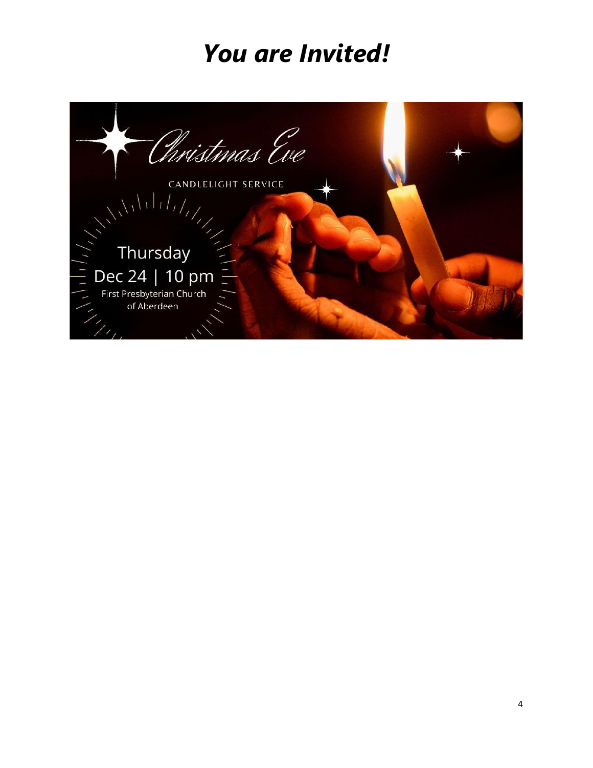# *You are Invited!*

Christmas Eve

CANDLELIGHT SERVICE

Thursday

Dec 24 | 10 pm

First Presbyterian Church of Aberdeen